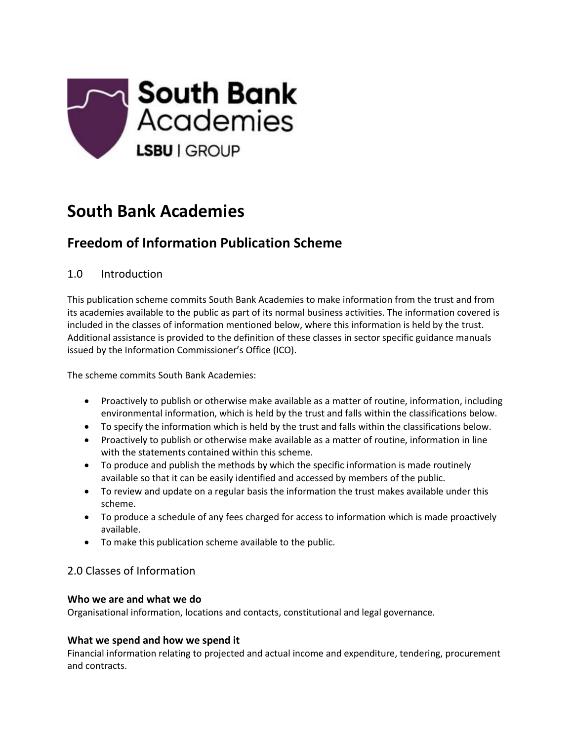# South Bank Academies

## Freedom of Information Publication Scheme

### 1.0 Introduction

This publication scheme commits South Bank Academies to make information from the trust and from its academies available to the public as part of its normal business activities. The information covered is included in the classes of information mentioned below, where this information is held by the trust. Additional assistance is provided to the definition of these classes in sector specific guidance manuals issued by the Information Commissioner's Office (ICO).

The scheme commits South Bank Academies:

- Proactively to publish or otherwise make available as a matter of routine, information, including environmental information, which is held by the trust and falls within the classifications below.
- To specify the information which is held by the trust and falls within the classifications below.
- Proactively to publish or otherwise make available as a matter of routine, information in line with the statements contained within this scheme.
- To produce and publish the methods by which the specific information is made routinely available so that it can be easily identified and accessed by members of the public.
- To review and update on a regular basis the information the trust makes available under this scheme.
- To produce a schedule of any fees charged for access to information which is made proactively available.
- To make this publication scheme available to the public.

### 2.0 Classes of Information

**Who we are and what we do**
Organisational information, locations and contacts, constitutional and legal governance.

**What we spend and how we spend it**
Financial information relating to projected and actual income and expenditure, tendering, procurement and contracts.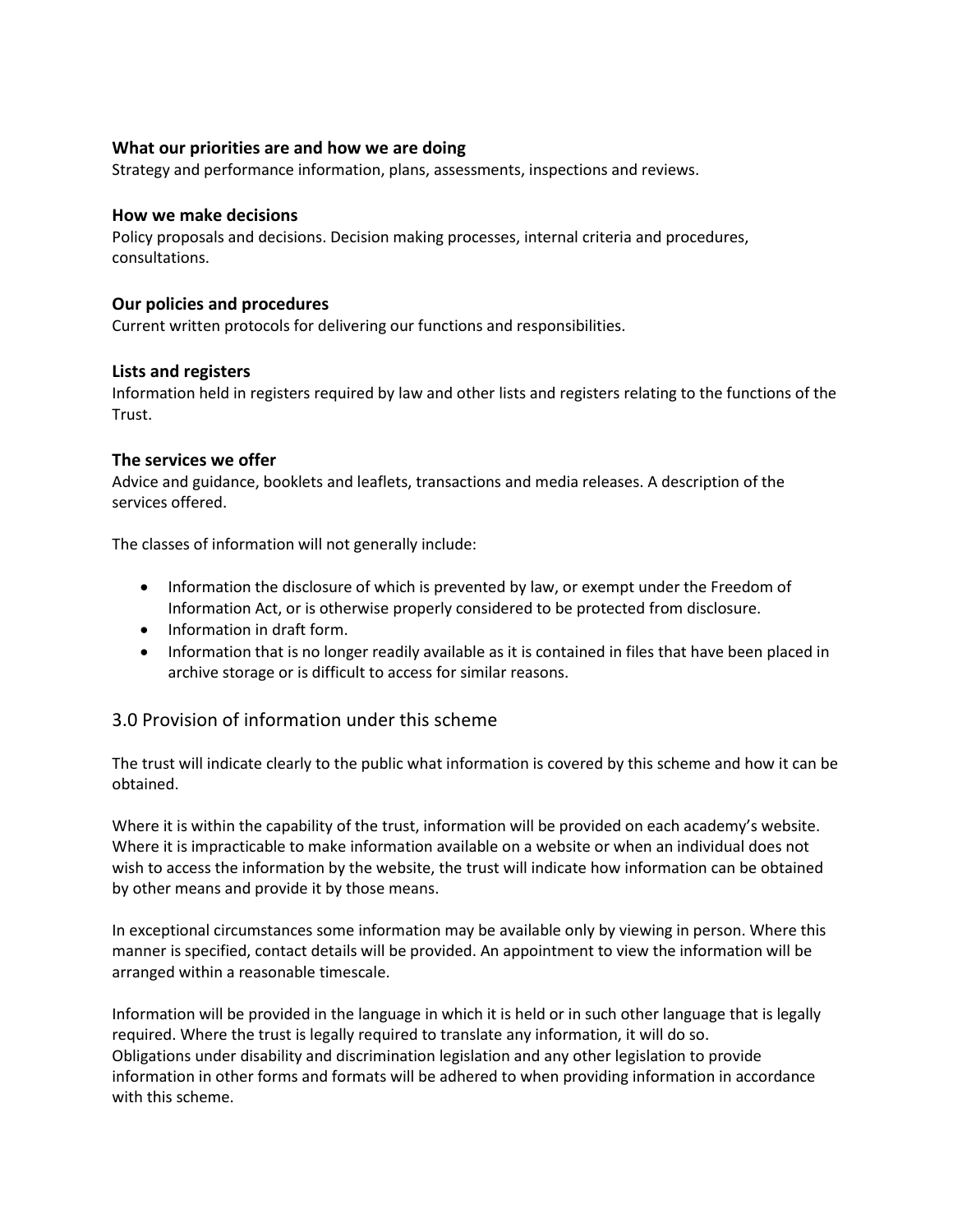**What our priorities are and how we are doing**
Strategy and performance information, plans, assessments, inspections and reviews.

**How we make decisions**
Policy proposals and decisions. Decision making processes, internal criteria and procedures, consultations.

**Our policies and procedures**
Current written protocols for delivering our functions and responsibilities.

**Lists and registers**
Information held in registers required by law and other lists and registers relating to the functions of the Trust.

**The services we offer**
Advice and guidance, booklets and leaflets, transactions and media releases. A description of the services offered.

The classes of information will not generally include:

- Information the disclosure of which is prevented by law, or exempt under the Freedom of Information Act, or is otherwise properly considered to be protected from disclosure.
- Information in draft form.
- Information that is no longer readily available as it is contained in files that have been placed in archive storage or is difficult to access for similar reasons.

## 3.0 Provision of information under this scheme

The trust will indicate clearly to the public what information is covered by this scheme and how it can be obtained.

Where it is within the capability of the trust, information will be provided on each academy's website. Where it is impracticable to make information available on a website or when an individual does not wish to access the information by the website, the trust will indicate how information can be obtained by other means and provide it by those means.

In exceptional circumstances some information may be available only by viewing in person. Where this manner is specified, contact details will be provided. An appointment to view the information will be arranged within a reasonable timescale.

Information will be provided in the language in which it is held or in such other language that is legally required. Where the trust is legally required to translate any information, it will do so.
Obligations under disability and discrimination legislation and any other legislation to provide information in other forms and formats will be adhered to when providing information in accordance with this scheme.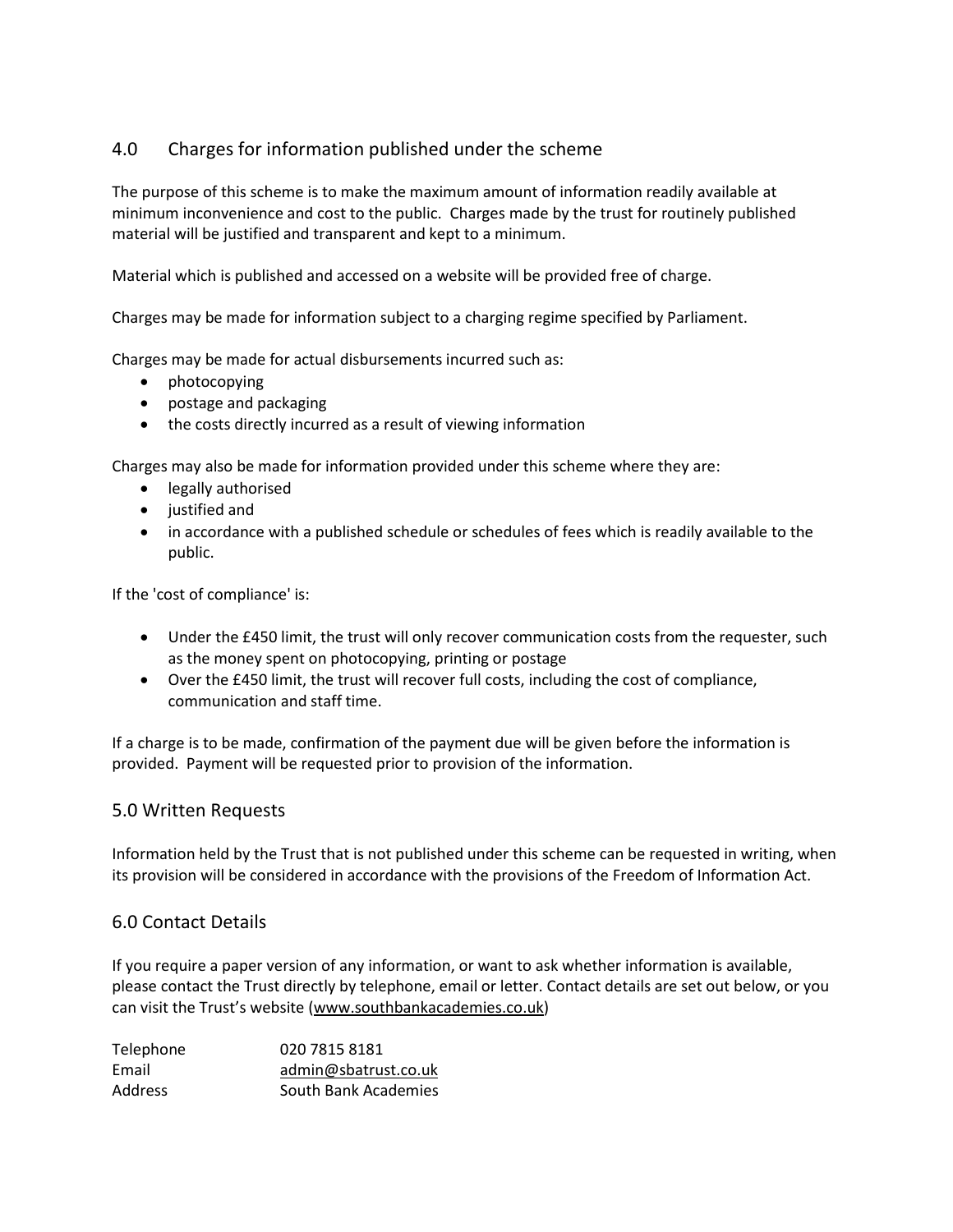## 4.0 Charges for information published under the scheme

The purpose of this scheme is to make the maximum amount of information readily available at minimum inconvenience and cost to the public. Charges made by the trust for routinely published material will be justified and transparent and kept to a minimum.

Material which is published and accessed on a website will be provided free of charge.

Charges may be made for information subject to a charging regime specified by Parliament.

Charges may be made for actual disbursements incurred such as:

- photocopying
- postage and packaging
- the costs directly incurred as a result of viewing information

Charges may also be made for information provided under this scheme where they are:

- legally authorised
- justified and
- in accordance with a published schedule or schedules of fees which is readily available to the public.

If the 'cost of compliance' is:

- Under the £450 limit, the trust will only recover communication costs from the requester, such as the money spent on photocopying, printing or postage
- Over the £450 limit, the trust will recover full costs, including the cost of compliance, communication and staff time.

If a charge is to be made, confirmation of the payment due will be given before the information is provided. Payment will be requested prior to provision of the information.

## 5.0 Written Requests

Information held by the Trust that is not published under this scheme can be requested in writing, when its provision will be considered in accordance with the provisions of the Freedom of Information Act.

## 6.0 Contact Details

If you require a paper version of any information, or want to ask whether information is available, please contact the Trust directly by telephone, email or letter. Contact details are set out below, or you can visit the Trust's website (www.southbankacademies.co.uk)

| | |
|---|---|
| Telephone | 020 7815 8181 |
| Email | admin@sbatrust.co.uk |
| Address | South Bank Academies |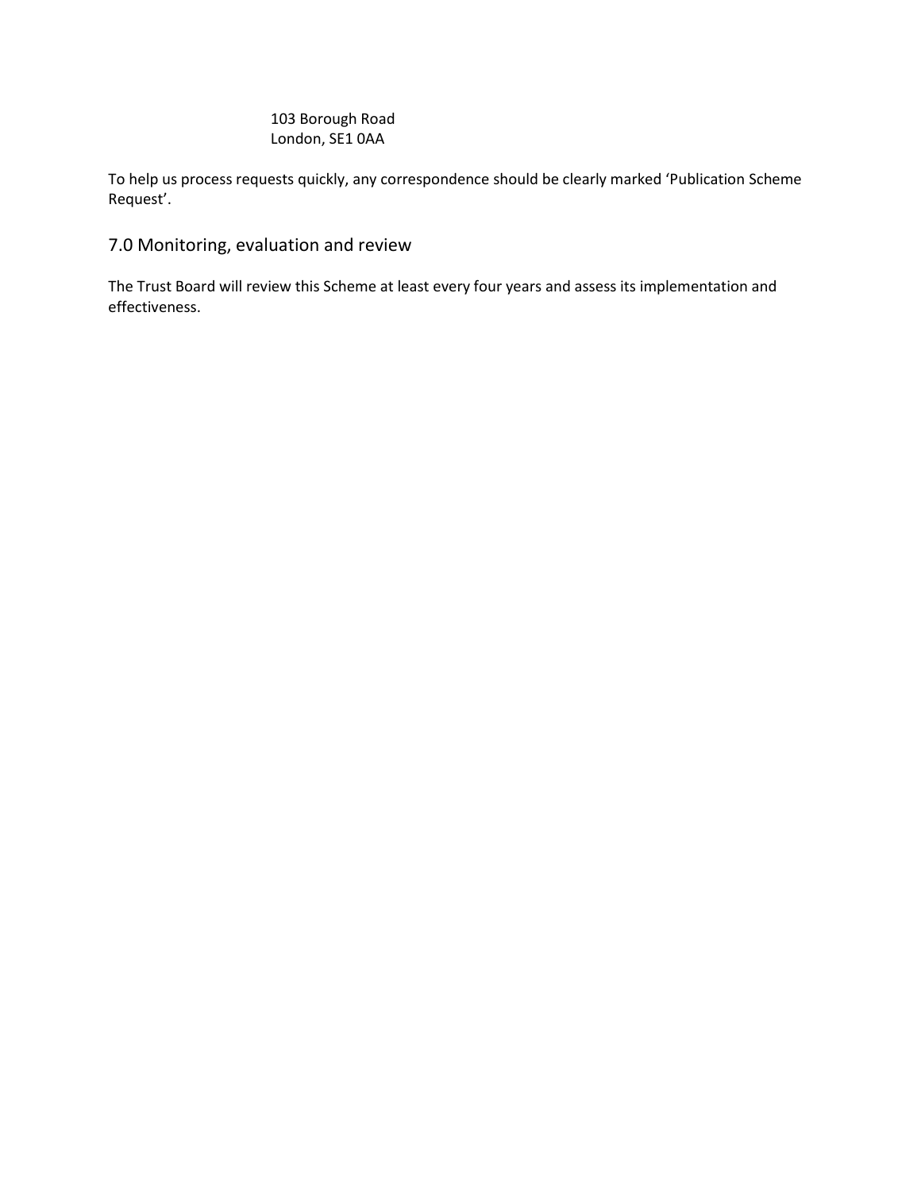103 Borough Road
London, SE1 0AA

To help us process requests quickly, any correspondence should be clearly marked 'Publication Scheme Request'.

## 7.0 Monitoring, evaluation and review

The Trust Board will review this Scheme at least every four years and assess its implementation and effectiveness.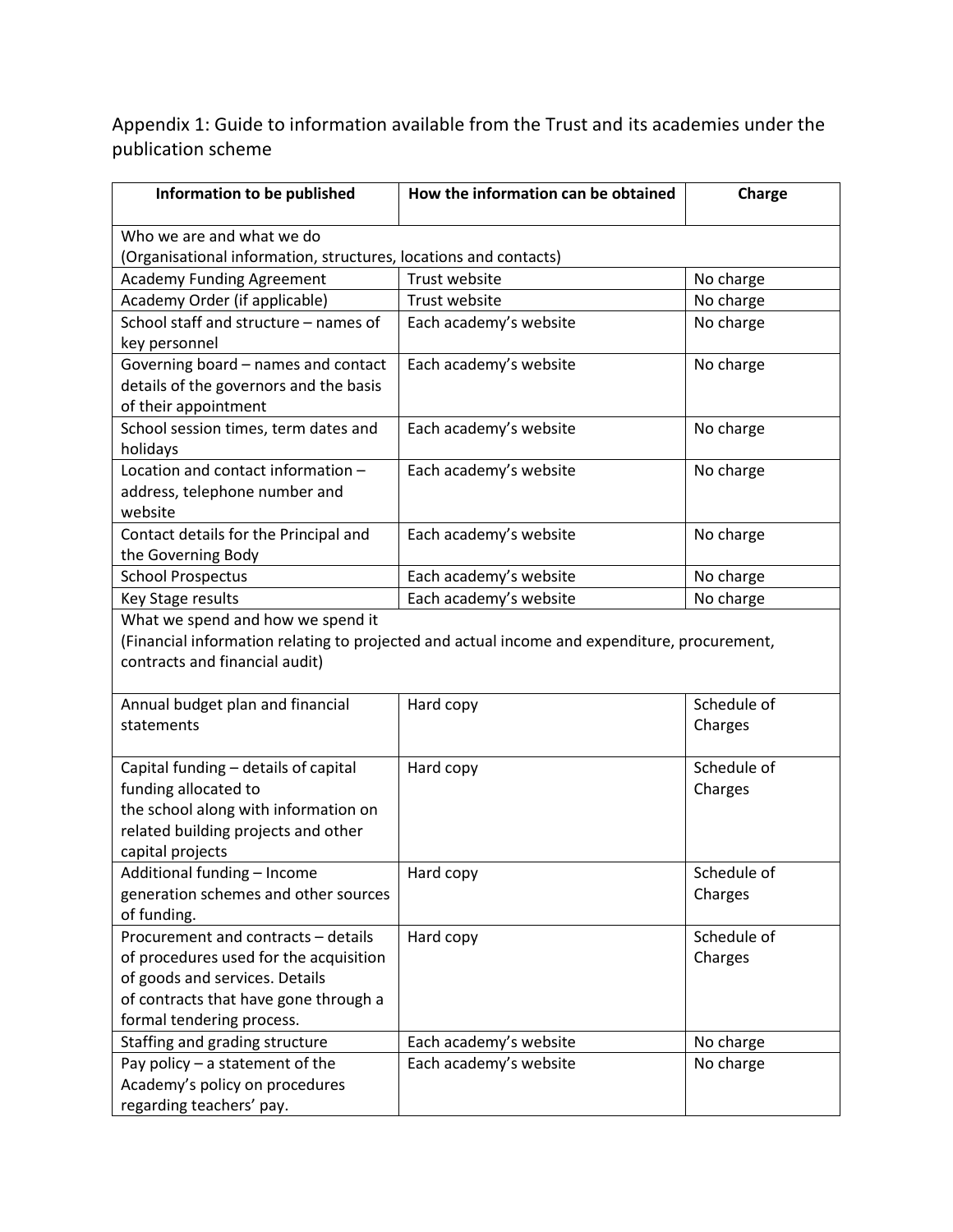Appendix 1: Guide to information available from the Trust and its academies under the publication scheme

| Information to be published | How the information can be obtained | Charge |
|---|---|---|
| Who we are and what we do<br>(Organisational information, structures, locations and contacts) | | |
| Academy Funding Agreement | Trust website | No charge |
| Academy Order (if applicable) | Trust website | No charge |
| School staff and structure – names of key personnel | Each academy's website | No charge |
| Governing board – names and contact details of the governors and the basis of their appointment | Each academy's website | No charge |
| School session times, term dates and holidays | Each academy's website | No charge |
| Location and contact information – address, telephone number and website | Each academy's website | No charge |
| Contact details for the Principal and the Governing Body | Each academy's website | No charge |
| School Prospectus | Each academy's website | No charge |
| Key Stage results | Each academy's website | No charge |
| What we spend and how we spend it<br>(Financial information relating to projected and actual income and expenditure, procurement, contracts and financial audit) | | |
| Annual budget plan and financial statements | Hard copy | Schedule of Charges |
| Capital funding – details of capital funding allocated to the school along with information on related building projects and other capital projects | Hard copy | Schedule of Charges |
| Additional funding – Income generation schemes and other sources of funding. | Hard copy | Schedule of Charges |
| Procurement and contracts – details of procedures used for the acquisition of goods and services. Details of contracts that have gone through a formal tendering process. | Hard copy | Schedule of Charges |
| Staffing and grading structure | Each academy's website | No charge |
| Pay policy – a statement of the Academy's policy on procedures regarding teachers' pay. | Each academy's website | No charge |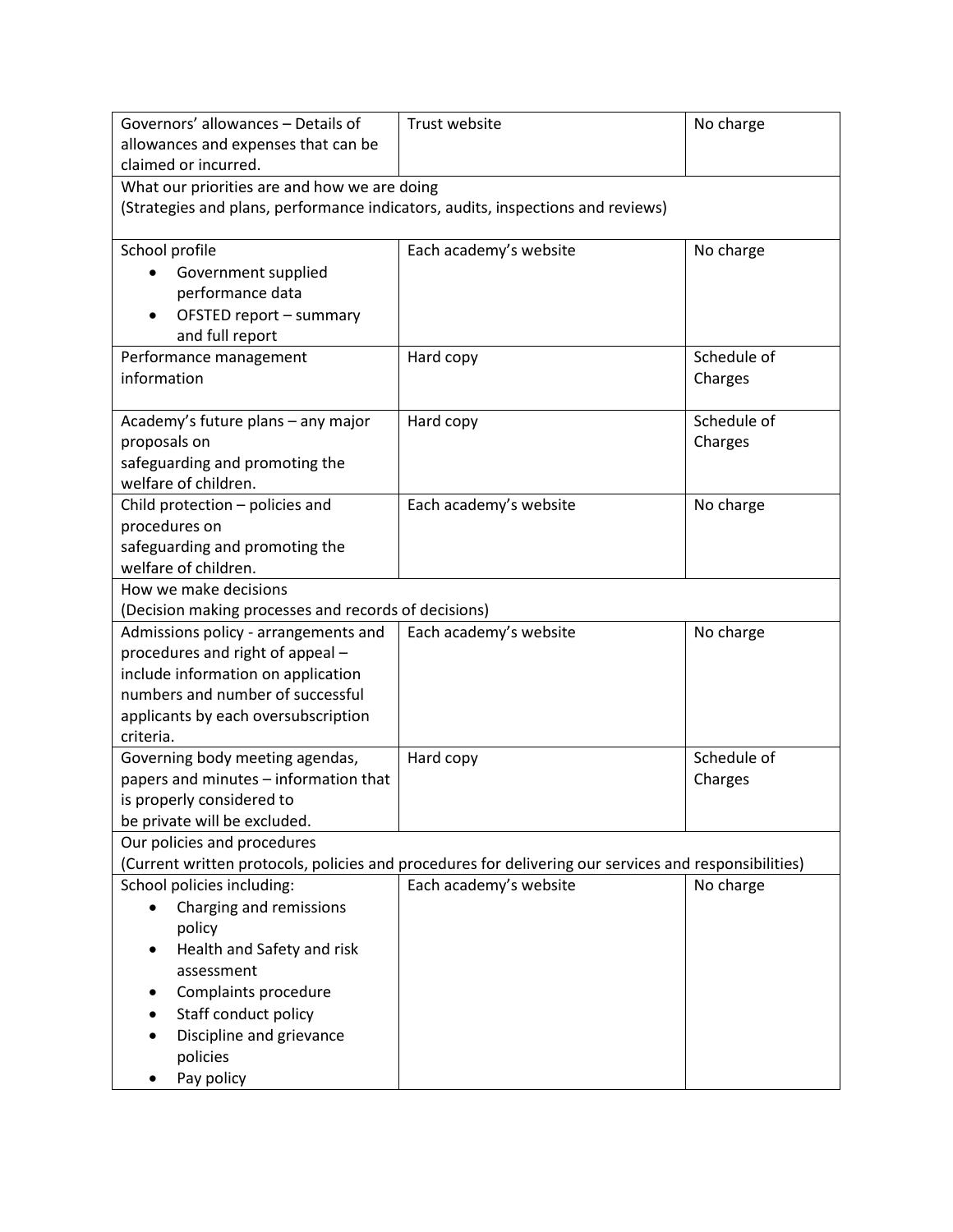| Governors' allowances – Details of allowances and expenses that can be claimed or incurred. | Trust website | No charge |
|---|---|---|
| What our priorities are and how we are doing<br>(Strategies and plans, performance indicators, audits, inspections and reviews) | | |
| School profile<br>• Government supplied performance data<br>• OFSTED report – summary and full report | Each academy's website | No charge |
| Performance management information | Hard copy | Schedule of Charges |
| Academy's future plans – any major proposals on safeguarding and promoting the welfare of children. | Hard copy | Schedule of Charges |
| Child protection – policies and procedures on safeguarding and promoting the welfare of children. | Each academy's website | No charge |
| How we make decisions<br>(Decision making processes and records of decisions) | | |
| Admissions policy - arrangements and procedures and right of appeal – include information on application numbers and number of successful applicants by each oversubscription criteria. | Each academy's website | No charge |
| Governing body meeting agendas, papers and minutes – information that is properly considered to be private will be excluded. | Hard copy | Schedule of Charges |
| Our policies and procedures<br>(Current written protocols, policies and procedures for delivering our services and responsibilities) | | |
| School policies including:<br>• Charging and remissions policy<br>• Health and Safety and risk assessment<br>• Complaints procedure<br>• Staff conduct policy<br>• Discipline and grievance policies<br>• Pay policy | Each academy's website | No charge |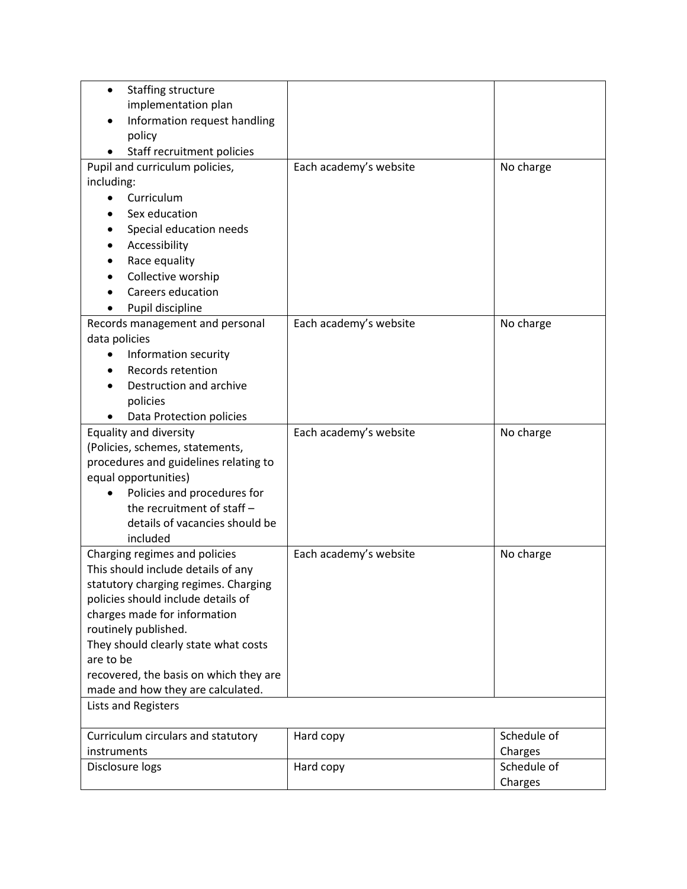| | | |
|---|---|---|
| • Staffing structure implementation plan<br>• Information request handling policy<br>• Staff recruitment policies | | |
| Pupil and curriculum policies, including:<br>• Curriculum<br>• Sex education<br>• Special education needs<br>• Accessibility<br>• Race equality<br>• Collective worship<br>• Careers education<br>• Pupil discipline | Each academy's website | No charge |
| Records management and personal data policies<br>• Information security<br>• Records retention<br>• Destruction and archive policies<br>• Data Protection policies | Each academy's website | No charge |
| Equality and diversity<br>(Policies, schemes, statements, procedures and guidelines relating to equal opportunities)<br>• Policies and procedures for the recruitment of staff – details of vacancies should be included | Each academy's website | No charge |
| Charging regimes and policies<br>This should include details of any statutory charging regimes. Charging policies should include details of charges made for information routinely published.<br>They should clearly state what costs are to be<br>recovered, the basis on which they are made and how they are calculated. | Each academy's website | No charge |
| Lists and Registers | | |
| Curriculum circulars and statutory instruments | Hard copy | Schedule of Charges |
| Disclosure logs | Hard copy | Schedule of Charges |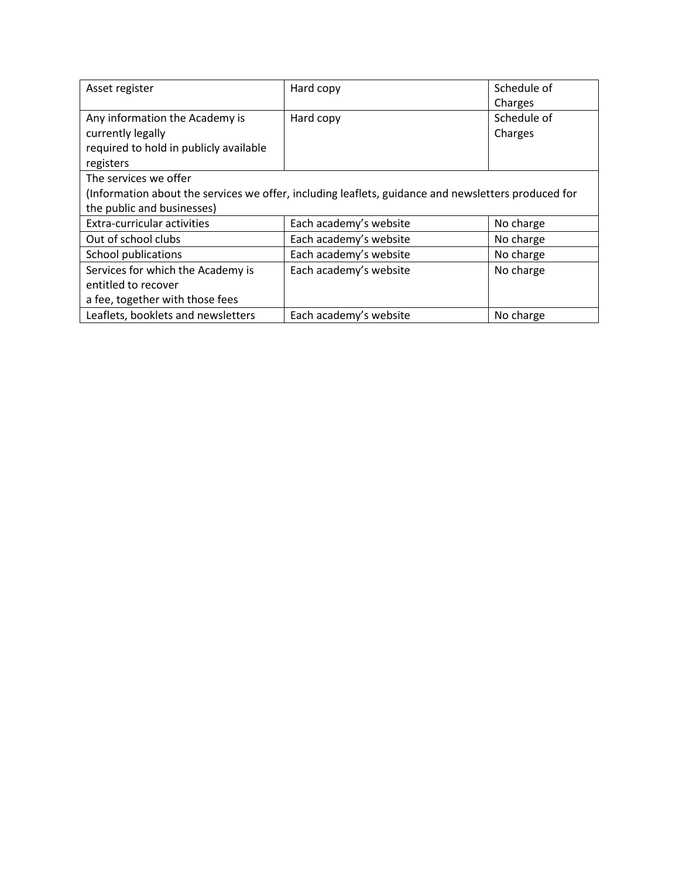| Asset register | Hard copy | Schedule of Charges |
| --- | --- | --- |
| Any information the Academy is currently legally required to hold in publicly available registers | Hard copy | Schedule of Charges |
| The services we offer (Information about the services we offer, including leaflets, guidance and newsletters produced for the public and businesses) | | |
| Extra-curricular activities | Each academy's website | No charge |
| Out of school clubs | Each academy's website | No charge |
| School publications | Each academy's website | No charge |
| Services for which the Academy is entitled to recover a fee, together with those fees | Each academy's website | No charge |
| Leaflets, booklets and newsletters | Each academy's website | No charge |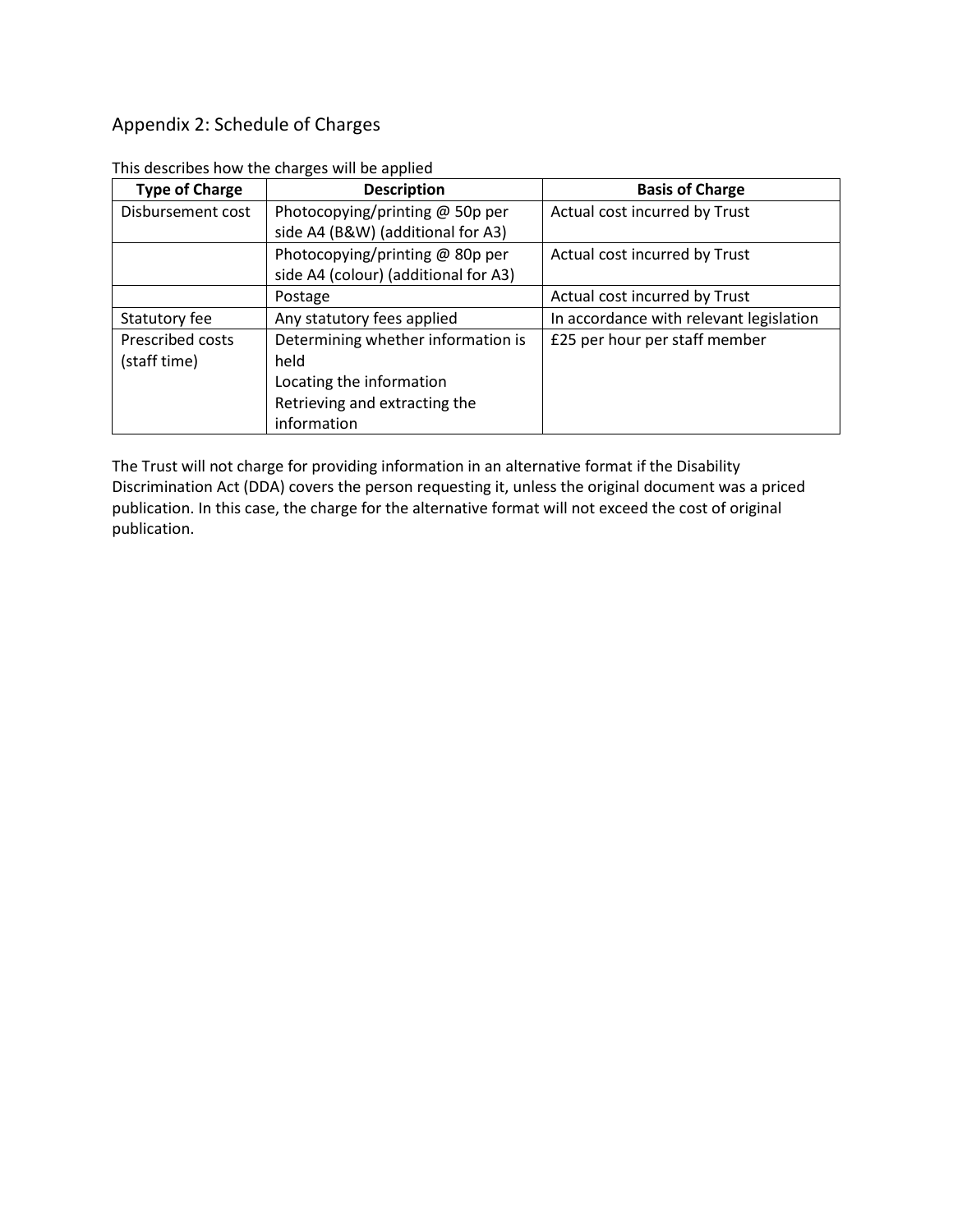## Appendix 2: Schedule of Charges

This describes how the charges will be applied

| Type of Charge | Description | Basis of Charge |
|---|---|---|
| Disbursement cost | Photocopying/printing @ 50p per side A4 (B&W) (additional for A3) | Actual cost incurred by Trust |
| | Photocopying/printing @ 80p per side A4 (colour) (additional for A3) | Actual cost incurred by Trust |
| | Postage | Actual cost incurred by Trust |
| Statutory fee | Any statutory fees applied | In accordance with relevant legislation |
| Prescribed costs (staff time) | Determining whether information is held<br>Locating the information<br>Retrieving and extracting the information | £25 per hour per staff member |

The Trust will not charge for providing information in an alternative format if the Disability Discrimination Act (DDA) covers the person requesting it, unless the original document was a priced publication. In this case, the charge for the alternative format will not exceed the cost of original publication.